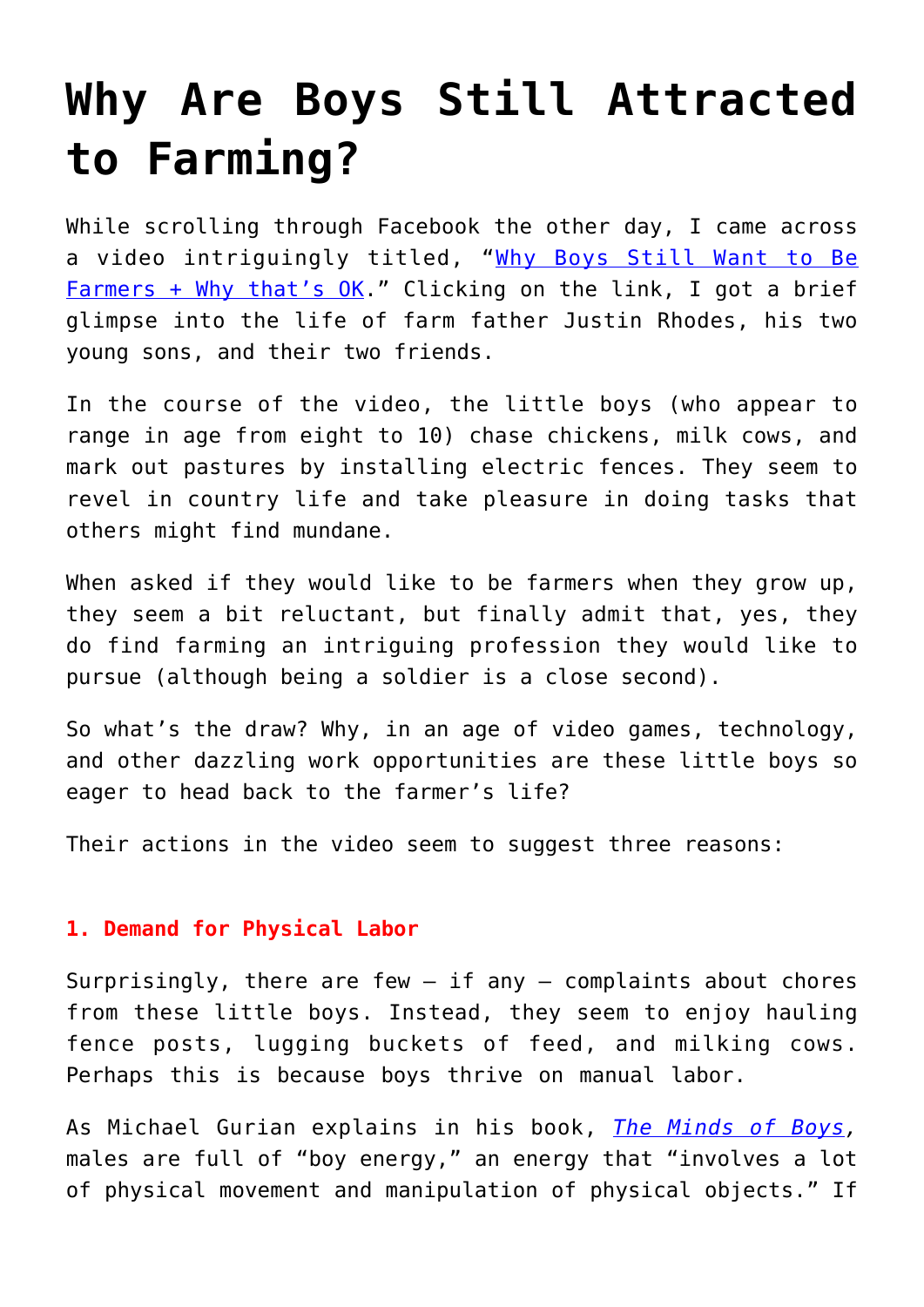# Why Are Boys Still Attracted to Farming?

While scrolling through Facebook the other day, I came across a video intriguingly titled, "[Why Boys Still Want to Be Farmers + Why that's OK](#)." Clicking on the link, I got a brief glimpse into the life of farm father Justin Rhodes, his two young sons, and their two friends.

In the course of the video, the little boys (who appear to range in age from eight to 10) chase chickens, milk cows, and mark out pastures by installing electric fences. They seem to revel in country life and take pleasure in doing tasks that others might find mundane.

When asked if they would like to be farmers when they grow up, they seem a bit reluctant, but finally admit that, yes, they do find farming an intriguing profession they would like to pursue (although being a soldier is a close second).

So what's the draw? Why, in an age of video games, technology, and other dazzling work opportunities are these little boys so eager to head back to the farmer's life?

Their actions in the video seem to suggest three reasons:

### 1. Demand for Physical Labor

Surprisingly, there are few – if any – complaints about chores from these little boys. Instead, they seem to enjoy hauling fence posts, lugging buckets of feed, and milking cows. Perhaps this is because boys thrive on manual labor.

As Michael Gurian explains in his book, *The Minds of Boys*, males are full of "boy energy," an energy that "involves a lot of physical movement and manipulation of physical objects." If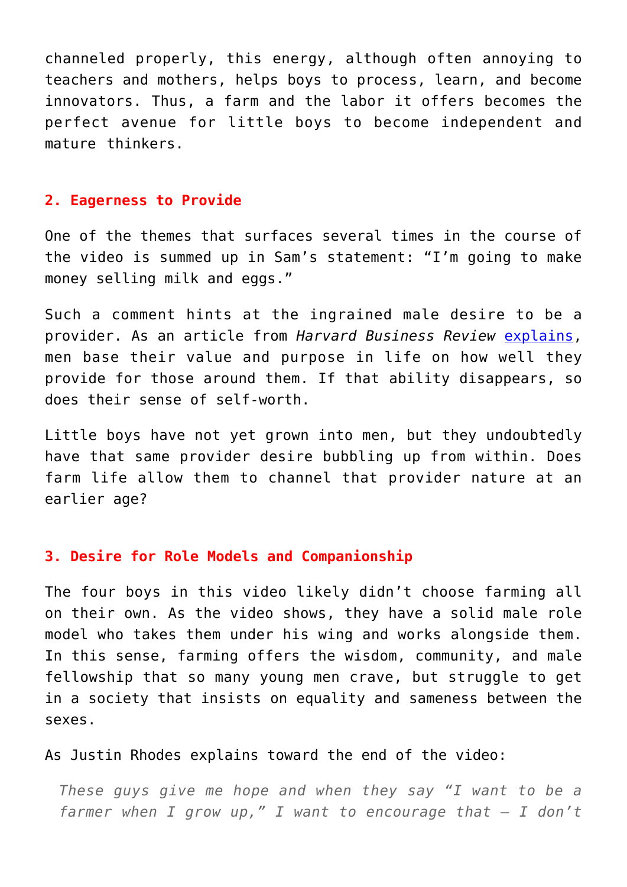channeled properly, this energy, although often annoying to teachers and mothers, helps boys to process, learn, and become innovators. Thus, a farm and the labor it offers becomes the perfect avenue for little boys to become independent and mature thinkers.

### 2. Eagerness to Provide

One of the themes that surfaces several times in the course of the video is summed up in Sam's statement: "I'm going to make money selling milk and eggs."

Such a comment hints at the ingrained male desire to be a provider. As an article from *Harvard Business Review* explains, men base their value and purpose in life on how well they provide for those around them. If that ability disappears, so does their sense of self-worth.

Little boys have not yet grown into men, but they undoubtedly have that same provider desire bubbling up from within. Does farm life allow them to channel that provider nature at an earlier age?

### 3. Desire for Role Models and Companionship

The four boys in this video likely didn't choose farming all on their own. As the video shows, they have a solid male role model who takes them under his wing and works alongside them. In this sense, farming offers the wisdom, community, and male fellowship that so many young men crave, but struggle to get in a society that insists on equality and sameness between the sexes.

As Justin Rhodes explains toward the end of the video:

> *These guys give me hope and when they say "I want to be a farmer when I grow up," I want to encourage that – I don't*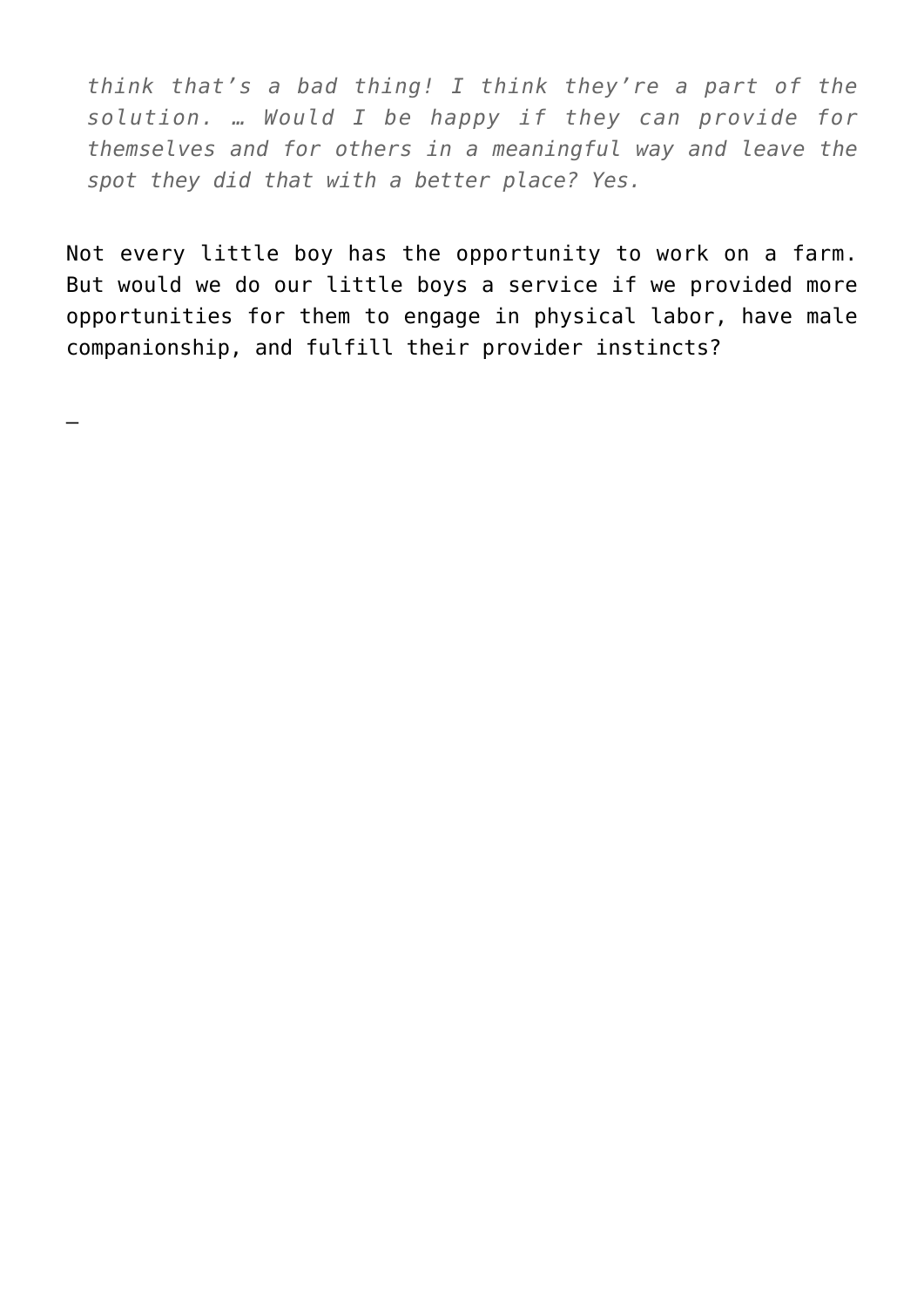> *think that's a bad thing! I think they're a part of the solution. … Would I be happy if they can provide for themselves and for others in a meaningful way and leave the spot they did that with a better place? Yes.*

Not every little boy has the opportunity to work on a farm. But would we do our little boys a service if we provided more opportunities for them to engage in physical labor, have male companionship, and fulfill their provider instincts?

—